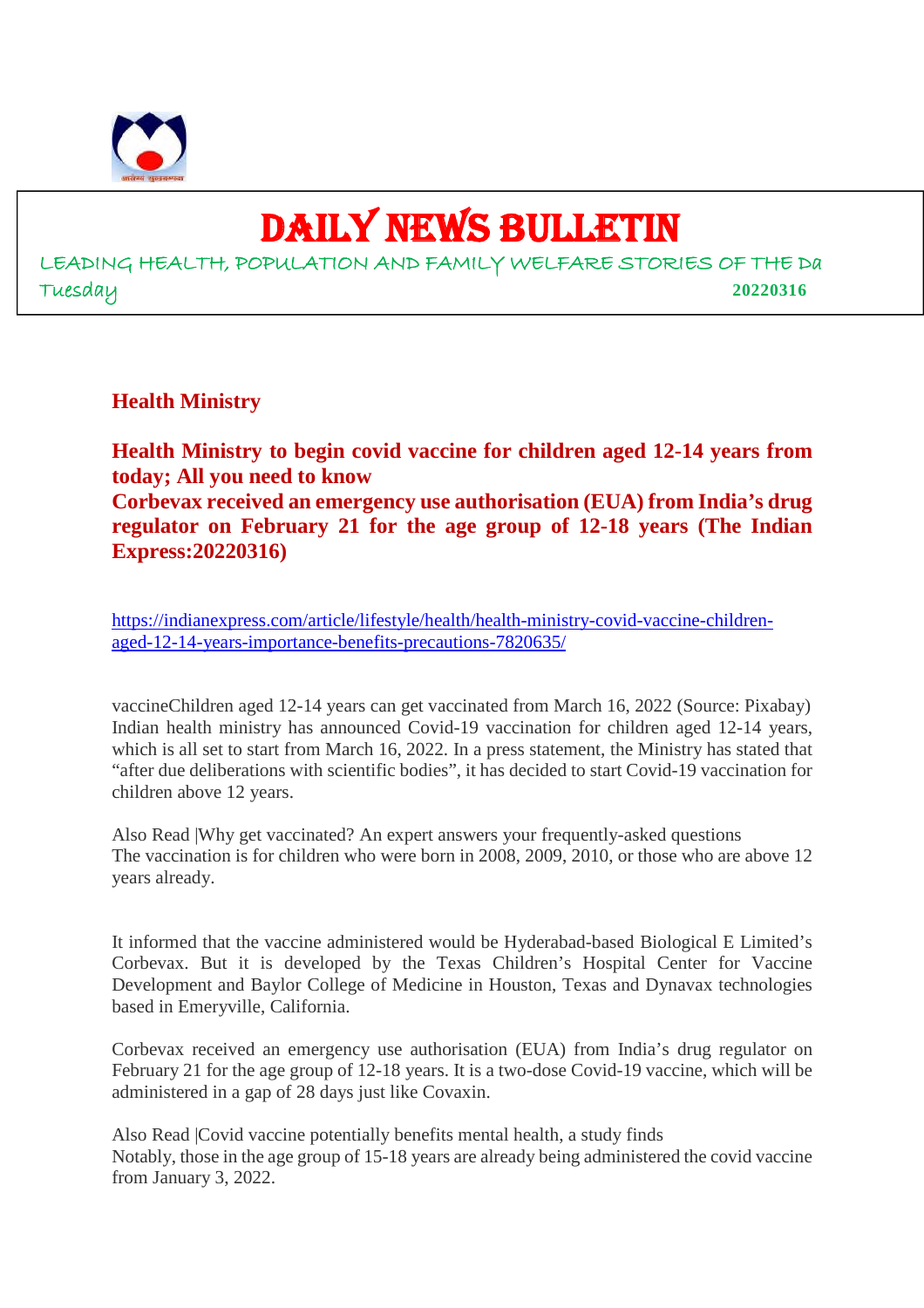# DAILY NEWS BULLETIN

LEADING HEALTH, POPULATION AND FAMILY WELFARE STORIES OF THE Da

Tuesday **20220316**

## Health Ministry

### Health Ministry to begin covid vaccine for children aged 12-14 years from today; All you need to know

### Corbevax received an emergency use authorisation (EUA) from India's drug regulator on February 21 for the age group of 12-18 years (The Indian Express:20220316)

https://indianexpress.com/article/lifestyle/health/health-ministry-covid-vaccine-children-aged-12-14-years-importance-benefits-precautions-7820635/

vaccineChildren aged 12-14 years can get vaccinated from March 16, 2022 (Source: Pixabay) Indian health ministry has announced Covid-19 vaccination for children aged 12-14 years, which is all set to start from March 16, 2022. In a press statement, the Ministry has stated that "after due deliberations with scientific bodies", it has decided to start Covid-19 vaccination for children above 12 years.

Also Read |Why get vaccinated? An expert answers your frequently-asked questions
The vaccination is for children who were born in 2008, 2009, 2010, or those who are above 12 years already.

It informed that the vaccine administered would be Hyderabad-based Biological E Limited's Corbevax. But it is developed by the Texas Children's Hospital Center for Vaccine Development and Baylor College of Medicine in Houston, Texas and Dynavax technologies based in Emeryville, California.

Corbevax received an emergency use authorisation (EUA) from India's drug regulator on February 21 for the age group of 12-18 years. It is a two-dose Covid-19 vaccine, which will be administered in a gap of 28 days just like Covaxin.

Also Read |Covid vaccine potentially benefits mental health, a study finds
Notably, those in the age group of 15-18 years are already being administered the covid vaccine from January 3, 2022.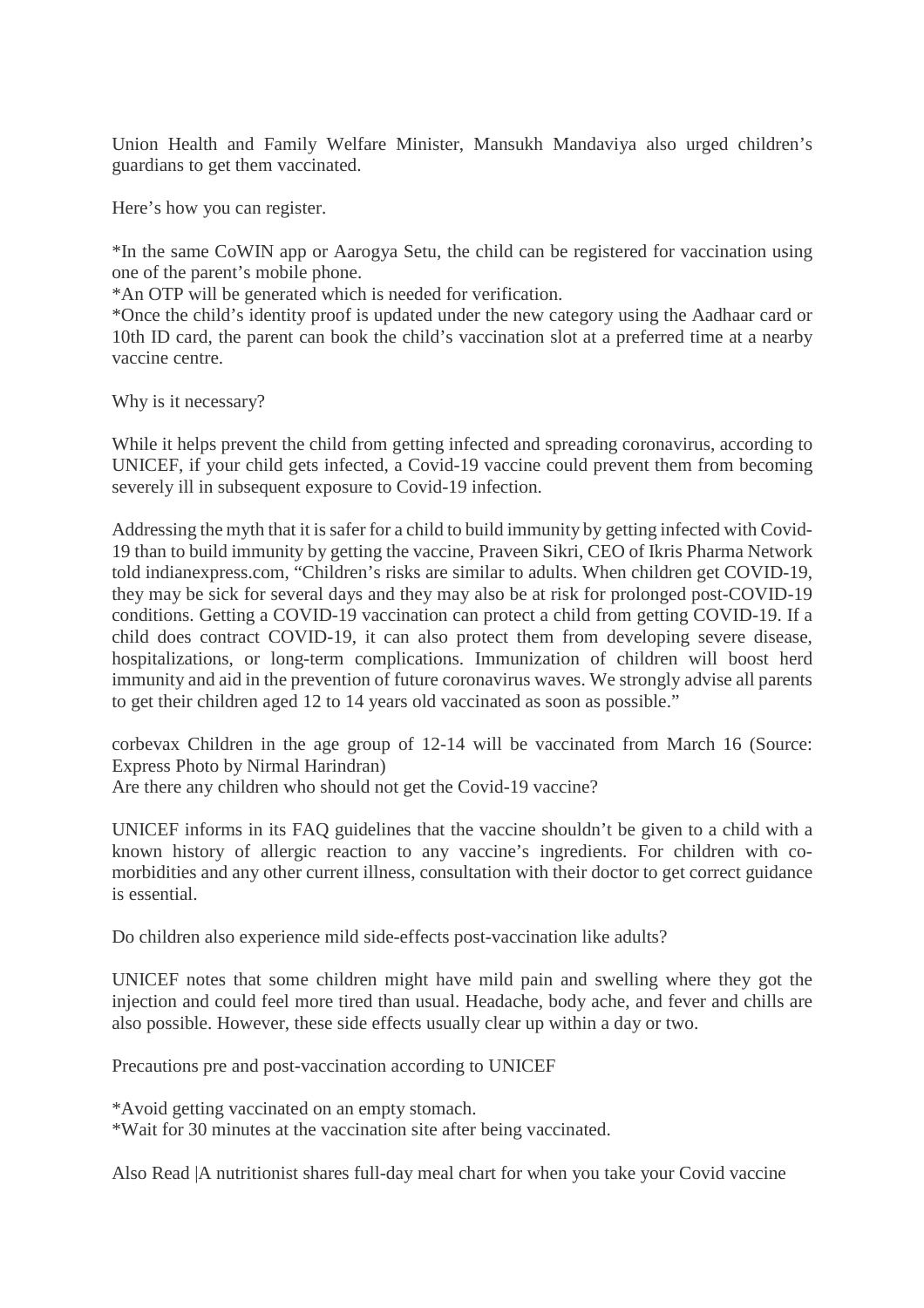Union Health and Family Welfare Minister, Mansukh Mandaviya also urged children's guardians to get them vaccinated.

Here's how you can register.

*In the same CoWIN app or Aarogya Setu, the child can be registered for vaccination using one of the parent's mobile phone.
*An OTP will be generated which is needed for verification.
*Once the child's identity proof is updated under the new category using the Aadhaar card or 10th ID card, the parent can book the child's vaccination slot at a preferred time at a nearby vaccine centre.

Why is it necessary?

While it helps prevent the child from getting infected and spreading coronavirus, according to UNICEF, if your child gets infected, a Covid-19 vaccine could prevent them from becoming severely ill in subsequent exposure to Covid-19 infection.

Addressing the myth that it is safer for a child to build immunity by getting infected with Covid-19 than to build immunity by getting the vaccine, Praveen Sikri, CEO of Ikris Pharma Network told indianexpress.com, "Children's risks are similar to adults. When children get COVID-19, they may be sick for several days and they may also be at risk for prolonged post-COVID-19 conditions. Getting a COVID-19 vaccination can protect a child from getting COVID-19. If a child does contract COVID-19, it can also protect them from developing severe disease, hospitalizations, or long-term complications. Immunization of children will boost herd immunity and aid in the prevention of future coronavirus waves. We strongly advise all parents to get their children aged 12 to 14 years old vaccinated as soon as possible."

corbevax Children in the age group of 12-14 will be vaccinated from March 16 (Source: Express Photo by Nirmal Harindran)
Are there any children who should not get the Covid-19 vaccine?

UNICEF informs in its FAQ guidelines that the vaccine shouldn't be given to a child with a known history of allergic reaction to any vaccine's ingredients. For children with co-morbidities and any other current illness, consultation with their doctor to get correct guidance is essential.

Do children also experience mild side-effects post-vaccination like adults?

UNICEF notes that some children might have mild pain and swelling where they got the injection and could feel more tired than usual. Headache, body ache, and fever and chills are also possible. However, these side effects usually clear up within a day or two.

Precautions pre and post-vaccination according to UNICEF

*Avoid getting vaccinated on an empty stomach.
*Wait for 30 minutes at the vaccination site after being vaccinated.

Also Read |A nutritionist shares full-day meal chart for when you take your Covid vaccine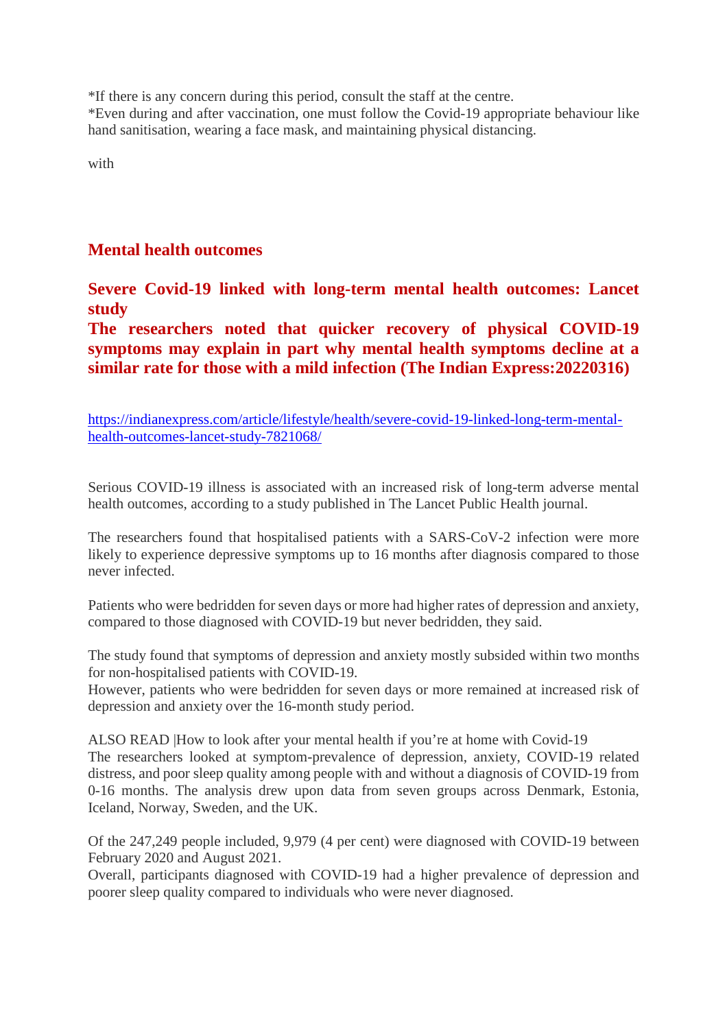*If there is any concern during this period, consult the staff at the centre.
*Even during and after vaccination, one must follow the Covid-19 appropriate behaviour like hand sanitisation, wearing a face mask, and maintaining physical distancing.

with

## Mental health outcomes

### Severe Covid-19 linked with long-term mental health outcomes: Lancet study

### The researchers noted that quicker recovery of physical COVID-19 symptoms may explain in part why mental health symptoms decline at a similar rate for those with a mild infection (The Indian Express:20220316)

https://indianexpress.com/article/lifestyle/health/severe-covid-19-linked-long-term-mental-health-outcomes-lancet-study-7821068/

Serious COVID-19 illness is associated with an increased risk of long-term adverse mental health outcomes, according to a study published in The Lancet Public Health journal.

The researchers found that hospitalised patients with a SARS-CoV-2 infection were more likely to experience depressive symptoms up to 16 months after diagnosis compared to those never infected.

Patients who were bedridden for seven days or more had higher rates of depression and anxiety, compared to those diagnosed with COVID-19 but never bedridden, they said.

The study found that symptoms of depression and anxiety mostly subsided within two months for non-hospitalised patients with COVID-19.
However, patients who were bedridden for seven days or more remained at increased risk of depression and anxiety over the 16-month study period.

ALSO READ |How to look after your mental health if you're at home with Covid-19
The researchers looked at symptom-prevalence of depression, anxiety, COVID-19 related distress, and poor sleep quality among people with and without a diagnosis of COVID-19 from 0-16 months. The analysis drew upon data from seven groups across Denmark, Estonia, Iceland, Norway, Sweden, and the UK.

Of the 247,249 people included, 9,979 (4 per cent) were diagnosed with COVID-19 between February 2020 and August 2021.
Overall, participants diagnosed with COVID-19 had a higher prevalence of depression and poorer sleep quality compared to individuals who were never diagnosed.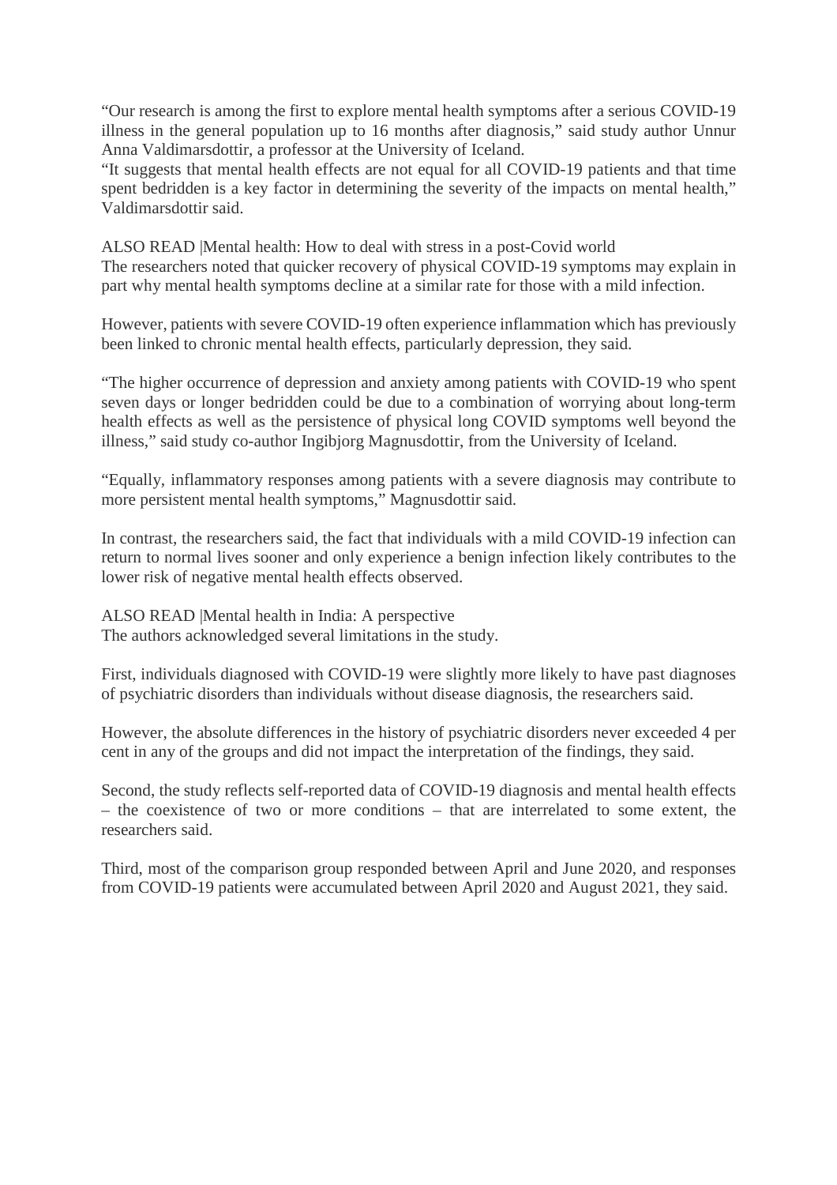"Our research is among the first to explore mental health symptoms after a serious COVID-19 illness in the general population up to 16 months after diagnosis," said study author Unnur Anna Valdimarsdottir, a professor at the University of Iceland.

"It suggests that mental health effects are not equal for all COVID-19 patients and that time spent bedridden is a key factor in determining the severity of the impacts on mental health," Valdimarsdottir said.

ALSO READ |Mental health: How to deal with stress in a post-Covid world

The researchers noted that quicker recovery of physical COVID-19 symptoms may explain in part why mental health symptoms decline at a similar rate for those with a mild infection.

However, patients with severe COVID-19 often experience inflammation which has previously been linked to chronic mental health effects, particularly depression, they said.

"The higher occurrence of depression and anxiety among patients with COVID-19 who spent seven days or longer bedridden could be due to a combination of worrying about long-term health effects as well as the persistence of physical long COVID symptoms well beyond the illness," said study co-author Ingibjorg Magnusdottir, from the University of Iceland.

"Equally, inflammatory responses among patients with a severe diagnosis may contribute to more persistent mental health symptoms," Magnusdottir said.

In contrast, the researchers said, the fact that individuals with a mild COVID-19 infection can return to normal lives sooner and only experience a benign infection likely contributes to the lower risk of negative mental health effects observed.

ALSO READ |Mental health in India: A perspective

The authors acknowledged several limitations in the study.

First, individuals diagnosed with COVID-19 were slightly more likely to have past diagnoses of psychiatric disorders than individuals without disease diagnosis, the researchers said.

However, the absolute differences in the history of psychiatric disorders never exceeded 4 per cent in any of the groups and did not impact the interpretation of the findings, they said.

Second, the study reflects self-reported data of COVID-19 diagnosis and mental health effects – the coexistence of two or more conditions – that are interrelated to some extent, the researchers said.

Third, most of the comparison group responded between April and June 2020, and responses from COVID-19 patients were accumulated between April 2020 and August 2021, they said.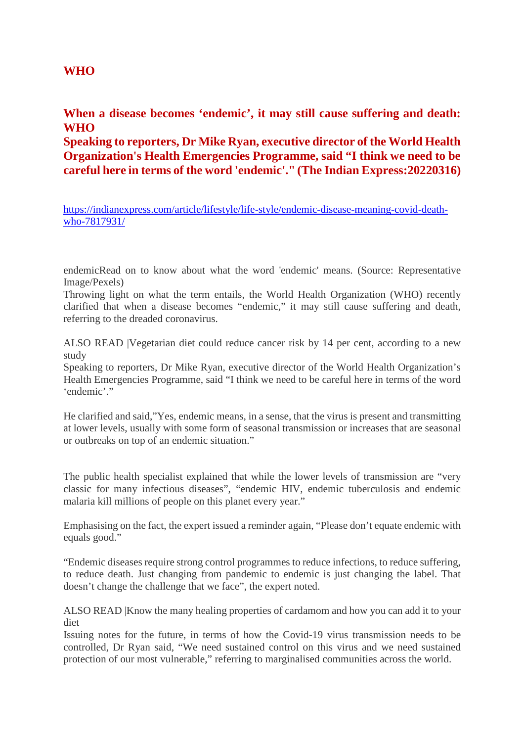## WHO

## When a disease becomes ‘endemic’, it may still cause suffering and death: WHO

**Speaking to reporters, Dr Mike Ryan, executive director of the World Health Organization's Health Emergencies Programme, said “I think we need to be careful here in terms of the word 'endemic'." (The Indian Express:20220316)**

https://indianexpress.com/article/lifestyle/life-style/endemic-disease-meaning-covid-death-who-7817931/

endemicRead on to know about what the word 'endemic' means. (Source: Representative Image/Pexels)

Throwing light on what the term entails, the World Health Organization (WHO) recently clarified that when a disease becomes “endemic,” it may still cause suffering and death, referring to the dreaded coronavirus.

ALSO READ |Vegetarian diet could reduce cancer risk by 14 per cent, according to a new study

Speaking to reporters, Dr Mike Ryan, executive director of the World Health Organization’s Health Emergencies Programme, said “I think we need to be careful here in terms of the word ‘endemic’.”

He clarified and said,”Yes, endemic means, in a sense, that the virus is present and transmitting at lower levels, usually with some form of seasonal transmission or increases that are seasonal or outbreaks on top of an endemic situation.”

The public health specialist explained that while the lower levels of transmission are “very classic for many infectious diseases”, “endemic HIV, endemic tuberculosis and endemic malaria kill millions of people on this planet every year.”

Emphasising on the fact, the expert issued a reminder again, “Please don’t equate endemic with equals good.”

“Endemic diseases require strong control programmes to reduce infections, to reduce suffering, to reduce death. Just changing from pandemic to endemic is just changing the label. That doesn’t change the challenge that we face”, the expert noted.

ALSO READ |Know the many healing properties of cardamom and how you can add it to your diet

Issuing notes for the future, in terms of how the Covid-19 virus transmission needs to be controlled, Dr Ryan said, “We need sustained control on this virus and we need sustained protection of our most vulnerable,” referring to marginalised communities across the world.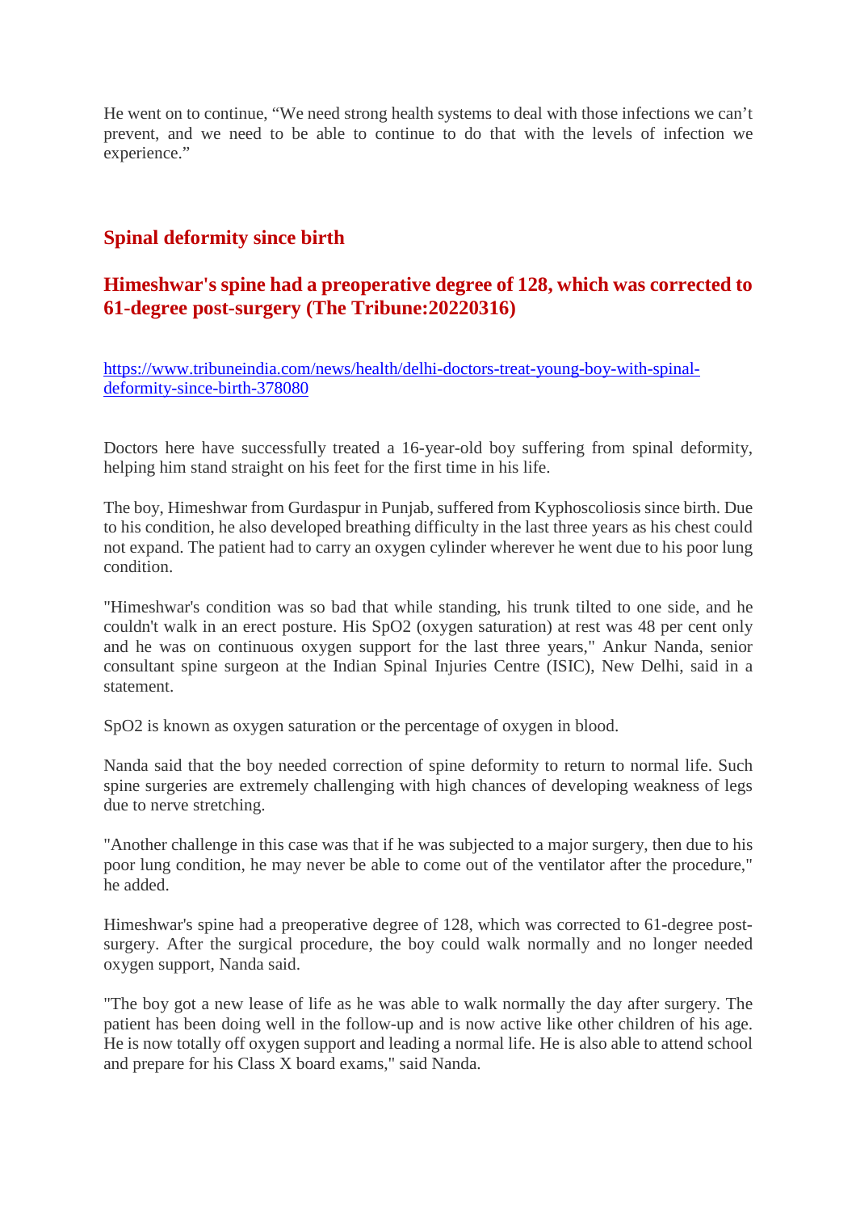He went on to continue, “We need strong health systems to deal with those infections we can’t prevent, and we need to be able to continue to do that with the levels of infection we experience.”

## Spinal deformity since birth

## Himeshwar's spine had a preoperative degree of 128, which was corrected to 61-degree post-surgery (The Tribune:20220316)

https://www.tribuneindia.com/news/health/delhi-doctors-treat-young-boy-with-spinal-deformity-since-birth-378080

Doctors here have successfully treated a 16-year-old boy suffering from spinal deformity, helping him stand straight on his feet for the first time in his life.

The boy, Himeshwar from Gurdaspur in Punjab, suffered from Kyphoscoliosis since birth. Due to his condition, he also developed breathing difficulty in the last three years as his chest could not expand. The patient had to carry an oxygen cylinder wherever he went due to his poor lung condition.

"Himeshwar's condition was so bad that while standing, his trunk tilted to one side, and he couldn't walk in an erect posture. His SpO2 (oxygen saturation) at rest was 48 per cent only and he was on continuous oxygen support for the last three years," Ankur Nanda, senior consultant spine surgeon at the Indian Spinal Injuries Centre (ISIC), New Delhi, said in a statement.

SpO2 is known as oxygen saturation or the percentage of oxygen in blood.

Nanda said that the boy needed correction of spine deformity to return to normal life. Such spine surgeries are extremely challenging with high chances of developing weakness of legs due to nerve stretching.

"Another challenge in this case was that if he was subjected to a major surgery, then due to his poor lung condition, he may never be able to come out of the ventilator after the procedure," he added.

Himeshwar's spine had a preoperative degree of 128, which was corrected to 61-degree post-surgery. After the surgical procedure, the boy could walk normally and no longer needed oxygen support, Nanda said.

"The boy got a new lease of life as he was able to walk normally the day after surgery. The patient has been doing well in the follow-up and is now active like other children of his age. He is now totally off oxygen support and leading a normal life. He is also able to attend school and prepare for his Class X board exams," said Nanda.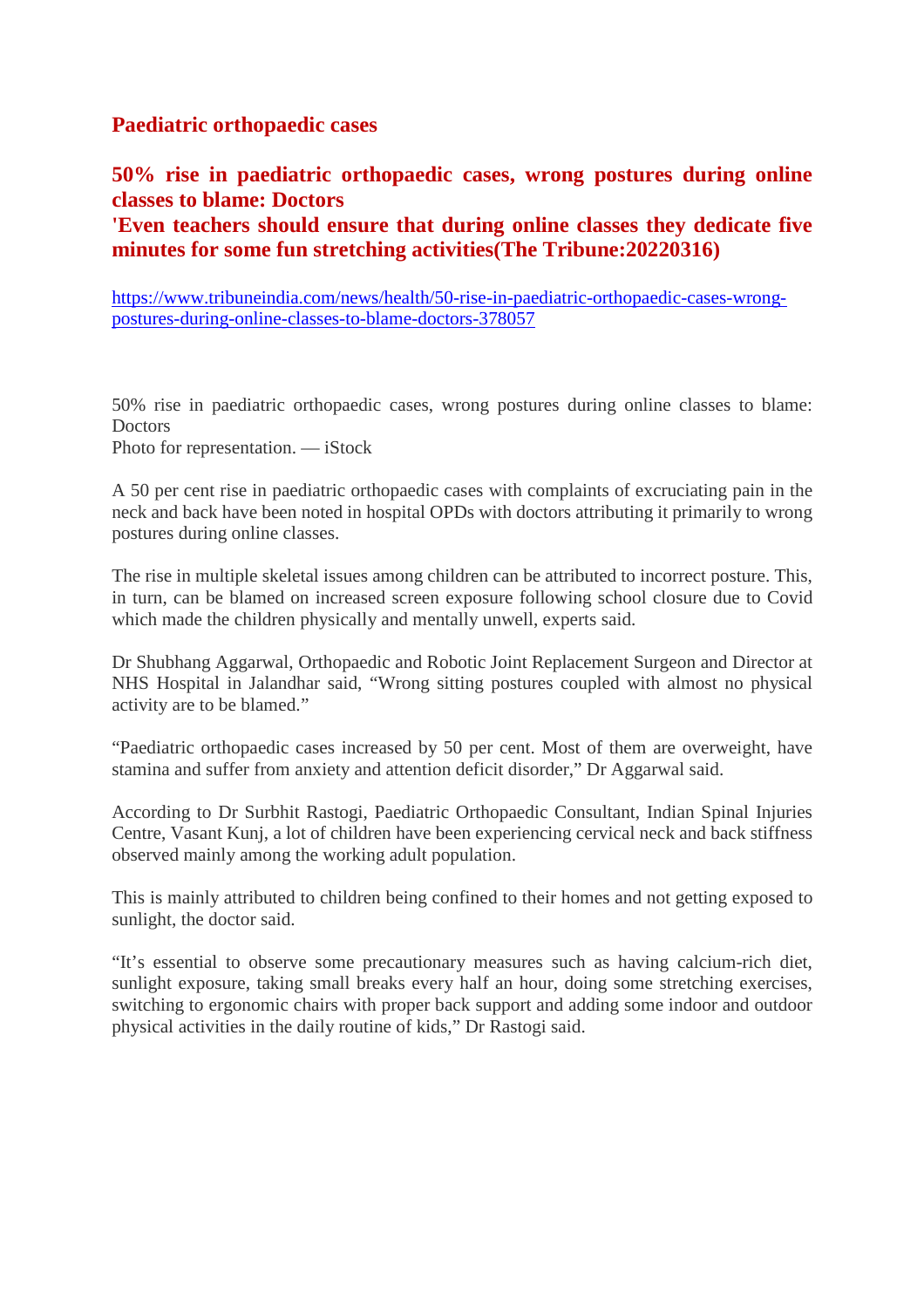# Paediatric orthopaedic cases

## 50% rise in paediatric orthopaedic cases, wrong postures during online classes to blame: Doctors
## 'Even teachers should ensure that during online classes they dedicate five minutes for some fun stretching activities(The Tribune:20220316)

https://www.tribuneindia.com/news/health/50-rise-in-paediatric-orthopaedic-cases-wrong-postures-during-online-classes-to-blame-doctors-378057

50% rise in paediatric orthopaedic cases, wrong postures during online classes to blame: Doctors
Photo for representation. — iStock

A 50 per cent rise in paediatric orthopaedic cases with complaints of excruciating pain in the neck and back have been noted in hospital OPDs with doctors attributing it primarily to wrong postures during online classes.

The rise in multiple skeletal issues among children can be attributed to incorrect posture. This, in turn, can be blamed on increased screen exposure following school closure due to Covid which made the children physically and mentally unwell, experts said.

Dr Shubhang Aggarwal, Orthopaedic and Robotic Joint Replacement Surgeon and Director at NHS Hospital in Jalandhar said, "Wrong sitting postures coupled with almost no physical activity are to be blamed."

"Paediatric orthopaedic cases increased by 50 per cent. Most of them are overweight, have stamina and suffer from anxiety and attention deficit disorder," Dr Aggarwal said.

According to Dr Surbhit Rastogi, Paediatric Orthopaedic Consultant, Indian Spinal Injuries Centre, Vasant Kunj, a lot of children have been experiencing cervical neck and back stiffness observed mainly among the working adult population.

This is mainly attributed to children being confined to their homes and not getting exposed to sunlight, the doctor said.

"It's essential to observe some precautionary measures such as having calcium-rich diet, sunlight exposure, taking small breaks every half an hour, doing some stretching exercises, switching to ergonomic chairs with proper back support and adding some indoor and outdoor physical activities in the daily routine of kids," Dr Rastogi said.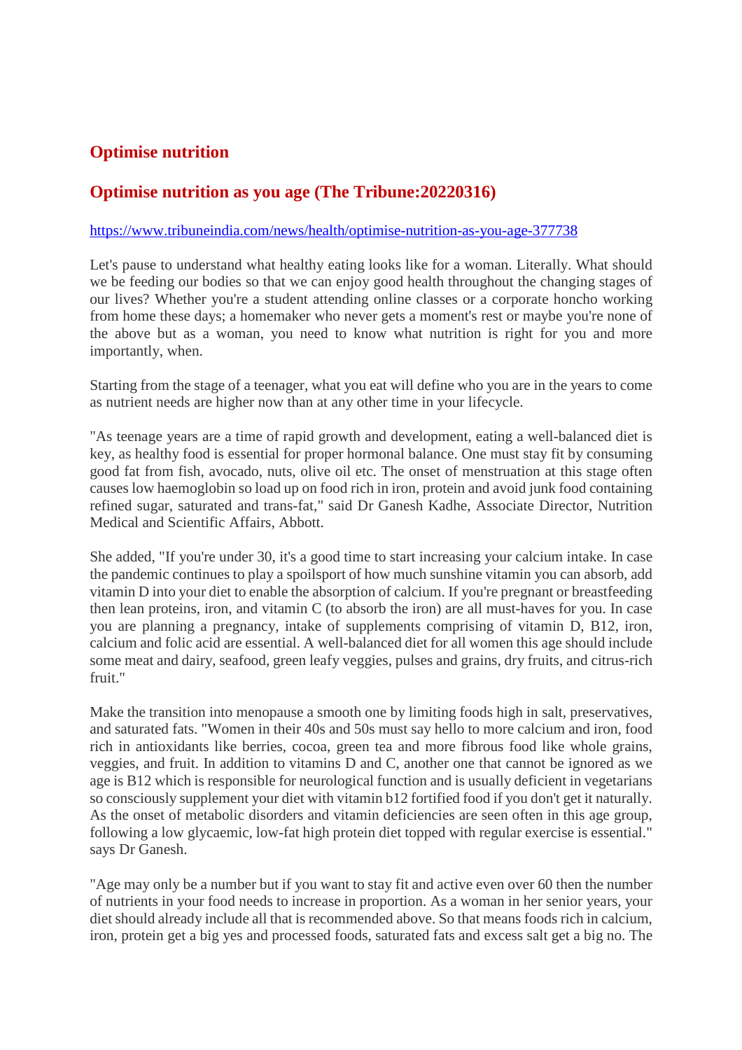## Optimise nutrition

## Optimise nutrition as you age (The Tribune:20220316)

https://www.tribuneindia.com/news/health/optimise-nutrition-as-you-age-377738

Let's pause to understand what healthy eating looks like for a woman. Literally. What should we be feeding our bodies so that we can enjoy good health throughout the changing stages of our lives? Whether you're a student attending online classes or a corporate honcho working from home these days; a homemaker who never gets a moment's rest or maybe you're none of the above but as a woman, you need to know what nutrition is right for you and more importantly, when.

Starting from the stage of a teenager, what you eat will define who you are in the years to come as nutrient needs are higher now than at any other time in your lifecycle.

"As teenage years are a time of rapid growth and development, eating a well-balanced diet is key, as healthy food is essential for proper hormonal balance. One must stay fit by consuming good fat from fish, avocado, nuts, olive oil etc. The onset of menstruation at this stage often causes low haemoglobin so load up on food rich in iron, protein and avoid junk food containing refined sugar, saturated and trans-fat," said Dr Ganesh Kadhe, Associate Director, Nutrition Medical and Scientific Affairs, Abbott.

She added, "If you're under 30, it's a good time to start increasing your calcium intake. In case the pandemic continues to play a spoilsport of how much sunshine vitamin you can absorb, add vitamin D into your diet to enable the absorption of calcium. If you're pregnant or breastfeeding then lean proteins, iron, and vitamin C (to absorb the iron) are all must-haves for you. In case you are planning a pregnancy, intake of supplements comprising of vitamin D, B12, iron, calcium and folic acid are essential. A well-balanced diet for all women this age should include some meat and dairy, seafood, green leafy veggies, pulses and grains, dry fruits, and citrus-rich fruit."

Make the transition into menopause a smooth one by limiting foods high in salt, preservatives, and saturated fats. "Women in their 40s and 50s must say hello to more calcium and iron, food rich in antioxidants like berries, cocoa, green tea and more fibrous food like whole grains, veggies, and fruit. In addition to vitamins D and C, another one that cannot be ignored as we age is B12 which is responsible for neurological function and is usually deficient in vegetarians so consciously supplement your diet with vitamin b12 fortified food if you don't get it naturally. As the onset of metabolic disorders and vitamin deficiencies are seen often in this age group, following a low glycaemic, low-fat high protein diet topped with regular exercise is essential." says Dr Ganesh.

"Age may only be a number but if you want to stay fit and active even over 60 then the number of nutrients in your food needs to increase in proportion. As a woman in her senior years, your diet should already include all that is recommended above. So that means foods rich in calcium, iron, protein get a big yes and processed foods, saturated fats and excess salt get a big no. The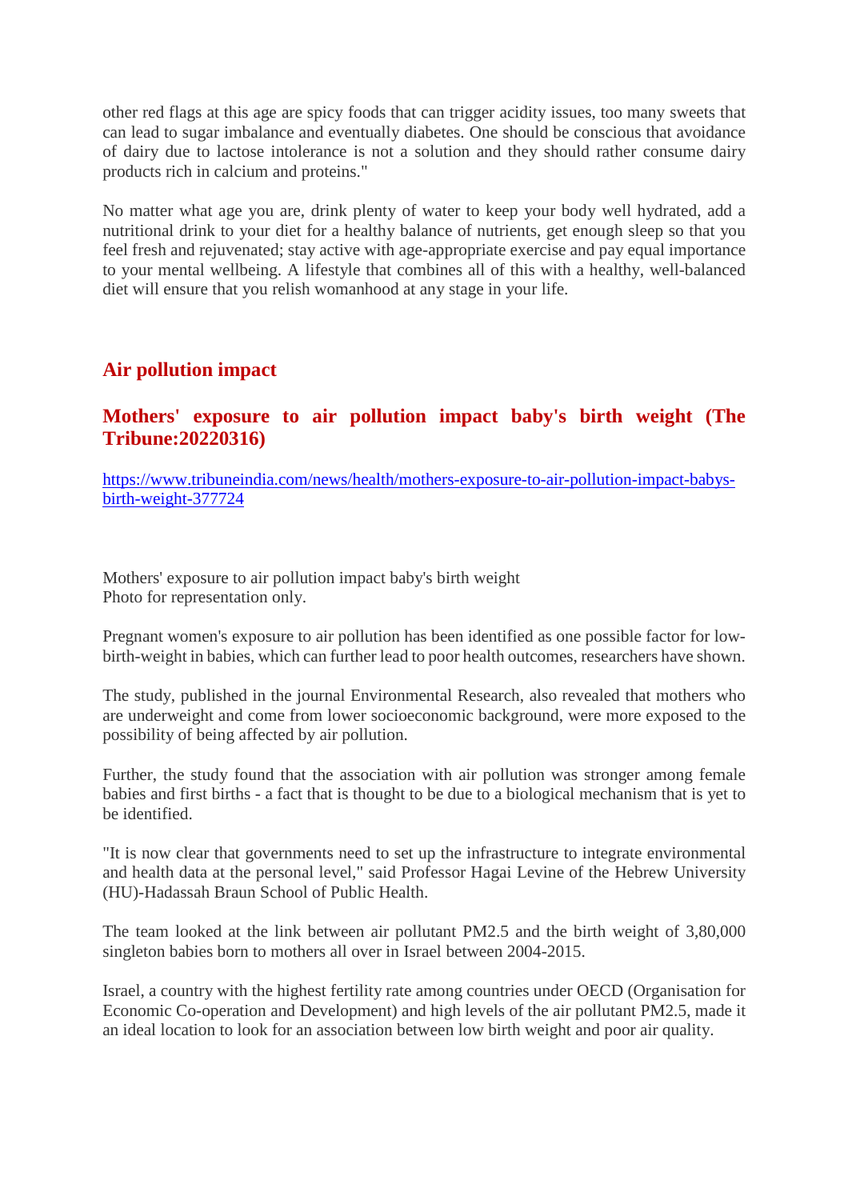other red flags at this age are spicy foods that can trigger acidity issues, too many sweets that can lead to sugar imbalance and eventually diabetes. One should be conscious that avoidance of dairy due to lactose intolerance is not a solution and they should rather consume dairy products rich in calcium and proteins."

No matter what age you are, drink plenty of water to keep your body well hydrated, add a nutritional drink to your diet for a healthy balance of nutrients, get enough sleep so that you feel fresh and rejuvenated; stay active with age-appropriate exercise and pay equal importance to your mental wellbeing. A lifestyle that combines all of this with a healthy, well-balanced diet will ensure that you relish womanhood at any stage in your life.

## Air pollution impact

### Mothers' exposure to air pollution impact baby's birth weight (The Tribune:20220316)

https://www.tribuneindia.com/news/health/mothers-exposure-to-air-pollution-impact-babys-birth-weight-377724

Mothers' exposure to air pollution impact baby's birth weight
Photo for representation only.

Pregnant women's exposure to air pollution has been identified as one possible factor for low-birth-weight in babies, which can further lead to poor health outcomes, researchers have shown.

The study, published in the journal Environmental Research, also revealed that mothers who are underweight and come from lower socioeconomic background, were more exposed to the possibility of being affected by air pollution.

Further, the study found that the association with air pollution was stronger among female babies and first births - a fact that is thought to be due to a biological mechanism that is yet to be identified.

"It is now clear that governments need to set up the infrastructure to integrate environmental and health data at the personal level," said Professor Hagai Levine of the Hebrew University (HU)-Hadassah Braun School of Public Health.

The team looked at the link between air pollutant PM2.5 and the birth weight of 3,80,000 singleton babies born to mothers all over in Israel between 2004-2015.

Israel, a country with the highest fertility rate among countries under OECD (Organisation for Economic Co-operation and Development) and high levels of the air pollutant PM2.5, made it an ideal location to look for an association between low birth weight and poor air quality.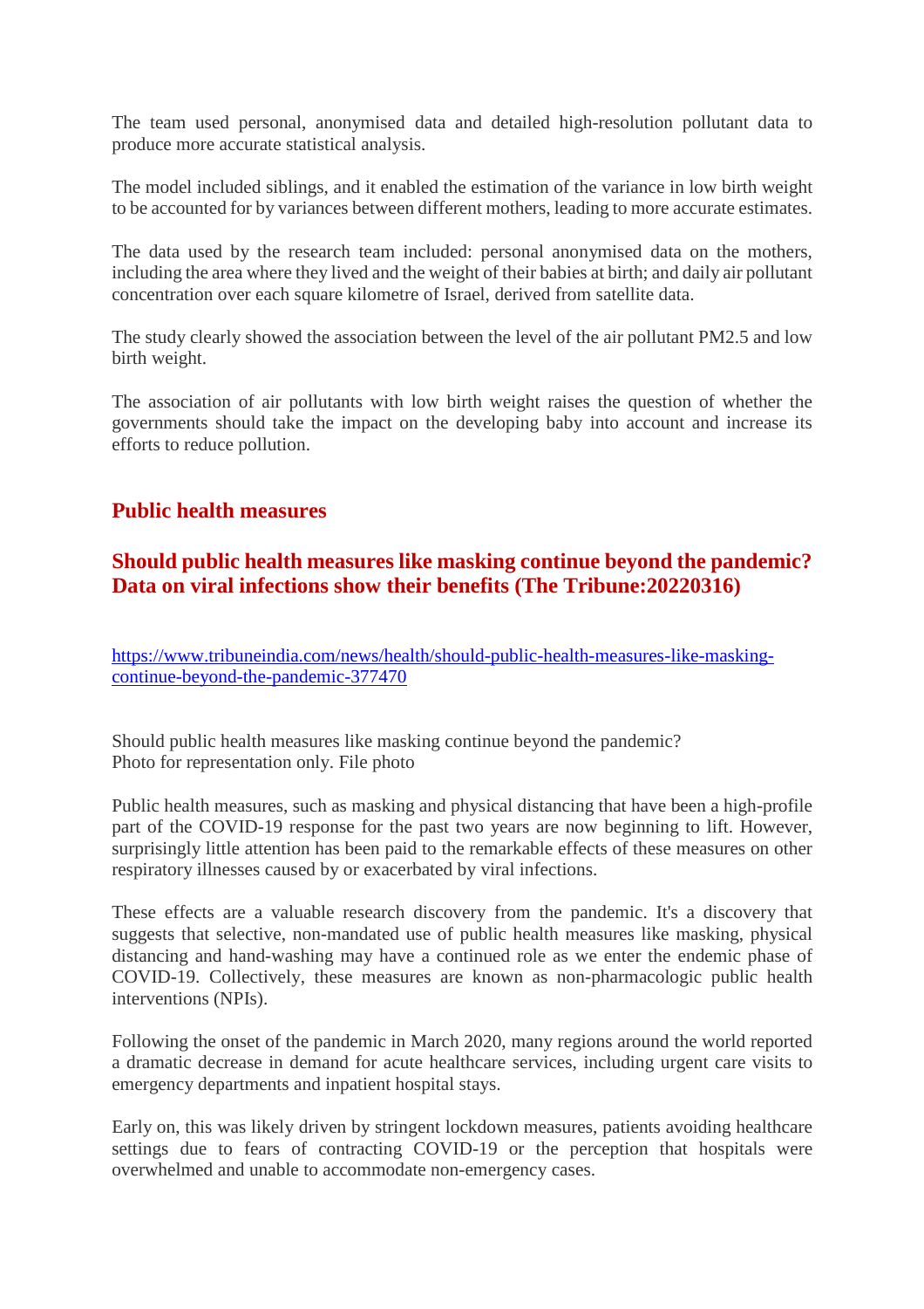The team used personal, anonymised data and detailed high-resolution pollutant data to produce more accurate statistical analysis.

The model included siblings, and it enabled the estimation of the variance in low birth weight to be accounted for by variances between different mothers, leading to more accurate estimates.

The data used by the research team included: personal anonymised data on the mothers, including the area where they lived and the weight of their babies at birth; and daily air pollutant concentration over each square kilometre of Israel, derived from satellite data.

The study clearly showed the association between the level of the air pollutant PM2.5 and low birth weight.

The association of air pollutants with low birth weight raises the question of whether the governments should take the impact on the developing baby into account and increase its efforts to reduce pollution.

## Public health measures

## Should public health measures like masking continue beyond the pandemic? Data on viral infections show their benefits (The Tribune:20220316)

[https://www.tribuneindia.com/news/health/should-public-health-measures-like-masking-continue-beyond-the-pandemic-377470](https://www.tribuneindia.com/news/health/should-public-health-measures-like-masking-continue-beyond-the-pandemic-377470)

Should public health measures like masking continue beyond the pandemic?
Photo for representation only. File photo

Public health measures, such as masking and physical distancing that have been a high-profile part of the COVID-19 response for the past two years are now beginning to lift. However, surprisingly little attention has been paid to the remarkable effects of these measures on other respiratory illnesses caused by or exacerbated by viral infections.

These effects are a valuable research discovery from the pandemic. It's a discovery that suggests that selective, non-mandated use of public health measures like masking, physical distancing and hand-washing may have a continued role as we enter the endemic phase of COVID-19. Collectively, these measures are known as non-pharmacologic public health interventions (NPIs).

Following the onset of the pandemic in March 2020, many regions around the world reported a dramatic decrease in demand for acute healthcare services, including urgent care visits to emergency departments and inpatient hospital stays.

Early on, this was likely driven by stringent lockdown measures, patients avoiding healthcare settings due to fears of contracting COVID-19 or the perception that hospitals were overwhelmed and unable to accommodate non-emergency cases.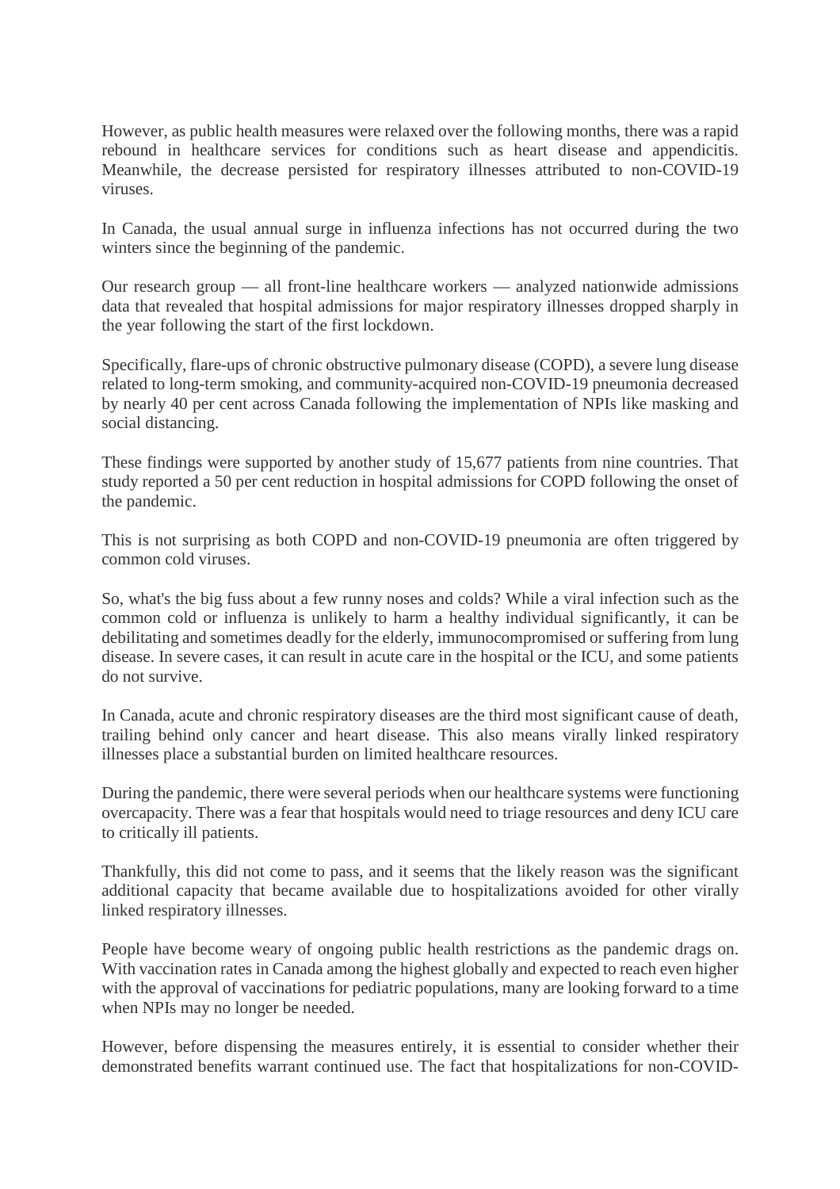However, as public health measures were relaxed over the following months, there was a rapid rebound in healthcare services for conditions such as heart disease and appendicitis. Meanwhile, the decrease persisted for respiratory illnesses attributed to non-COVID-19 viruses.

In Canada, the usual annual surge in influenza infections has not occurred during the two winters since the beginning of the pandemic.

Our research group — all front-line healthcare workers — analyzed nationwide admissions data that revealed that hospital admissions for major respiratory illnesses dropped sharply in the year following the start of the first lockdown.

Specifically, flare-ups of chronic obstructive pulmonary disease (COPD), a severe lung disease related to long-term smoking, and community-acquired non-COVID-19 pneumonia decreased by nearly 40 per cent across Canada following the implementation of NPIs like masking and social distancing.

These findings were supported by another study of 15,677 patients from nine countries. That study reported a 50 per cent reduction in hospital admissions for COPD following the onset of the pandemic.

This is not surprising as both COPD and non-COVID-19 pneumonia are often triggered by common cold viruses.

So, what's the big fuss about a few runny noses and colds? While a viral infection such as the common cold or influenza is unlikely to harm a healthy individual significantly, it can be debilitating and sometimes deadly for the elderly, immunocompromised or suffering from lung disease. In severe cases, it can result in acute care in the hospital or the ICU, and some patients do not survive.

In Canada, acute and chronic respiratory diseases are the third most significant cause of death, trailing behind only cancer and heart disease. This also means virally linked respiratory illnesses place a substantial burden on limited healthcare resources.

During the pandemic, there were several periods when our healthcare systems were functioning overcapacity. There was a fear that hospitals would need to triage resources and deny ICU care to critically ill patients.

Thankfully, this did not come to pass, and it seems that the likely reason was the significant additional capacity that became available due to hospitalizations avoided for other virally linked respiratory illnesses.

People have become weary of ongoing public health restrictions as the pandemic drags on. With vaccination rates in Canada among the highest globally and expected to reach even higher with the approval of vaccinations for pediatric populations, many are looking forward to a time when NPIs may no longer be needed.

However, before dispensing the measures entirely, it is essential to consider whether their demonstrated benefits warrant continued use. The fact that hospitalizations for non-COVID-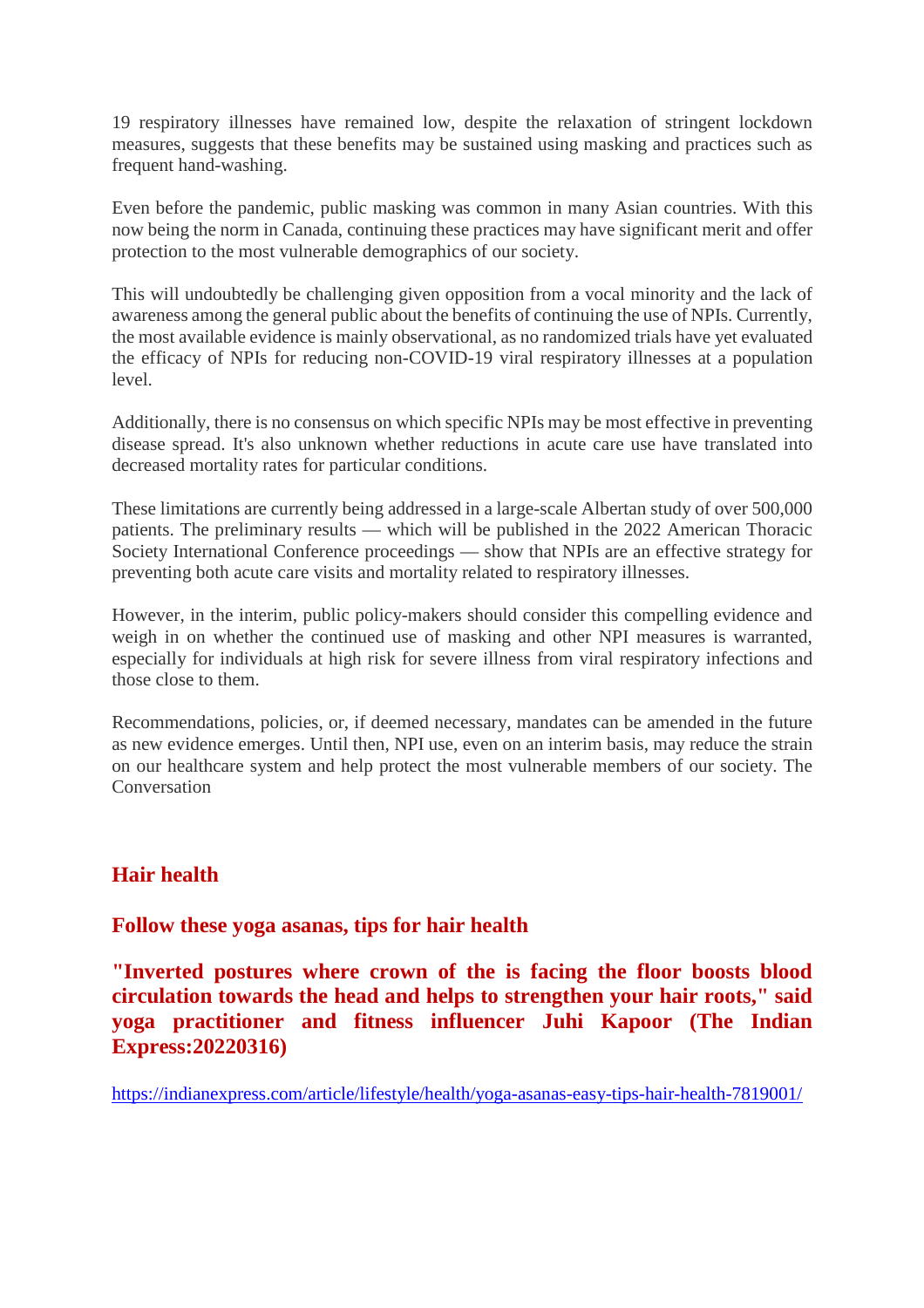19 respiratory illnesses have remained low, despite the relaxation of stringent lockdown measures, suggests that these benefits may be sustained using masking and practices such as frequent hand-washing.

Even before the pandemic, public masking was common in many Asian countries. With this now being the norm in Canada, continuing these practices may have significant merit and offer protection to the most vulnerable demographics of our society.

This will undoubtedly be challenging given opposition from a vocal minority and the lack of awareness among the general public about the benefits of continuing the use of NPIs. Currently, the most available evidence is mainly observational, as no randomized trials have yet evaluated the efficacy of NPIs for reducing non-COVID-19 viral respiratory illnesses at a population level.

Additionally, there is no consensus on which specific NPIs may be most effective in preventing disease spread. It's also unknown whether reductions in acute care use have translated into decreased mortality rates for particular conditions.

These limitations are currently being addressed in a large-scale Albertan study of over 500,000 patients. The preliminary results — which will be published in the 2022 American Thoracic Society International Conference proceedings — show that NPIs are an effective strategy for preventing both acute care visits and mortality related to respiratory illnesses.

However, in the interim, public policy-makers should consider this compelling evidence and weigh in on whether the continued use of masking and other NPI measures is warranted, especially for individuals at high risk for severe illness from viral respiratory infections and those close to them.

Recommendations, policies, or, if deemed necessary, mandates can be amended in the future as new evidence emerges. Until then, NPI use, even on an interim basis, may reduce the strain on our healthcare system and help protect the most vulnerable members of our society. The Conversation

## Hair health

### Follow these yoga asanas, tips for hair health

**"Inverted postures where crown of the is facing the floor boosts blood circulation towards the head and helps to strengthen your hair roots," said yoga practitioner and fitness influencer Juhi Kapoor (The Indian Express:20220316)**

https://indianexpress.com/article/lifestyle/health/yoga-asanas-easy-tips-hair-health-7819001/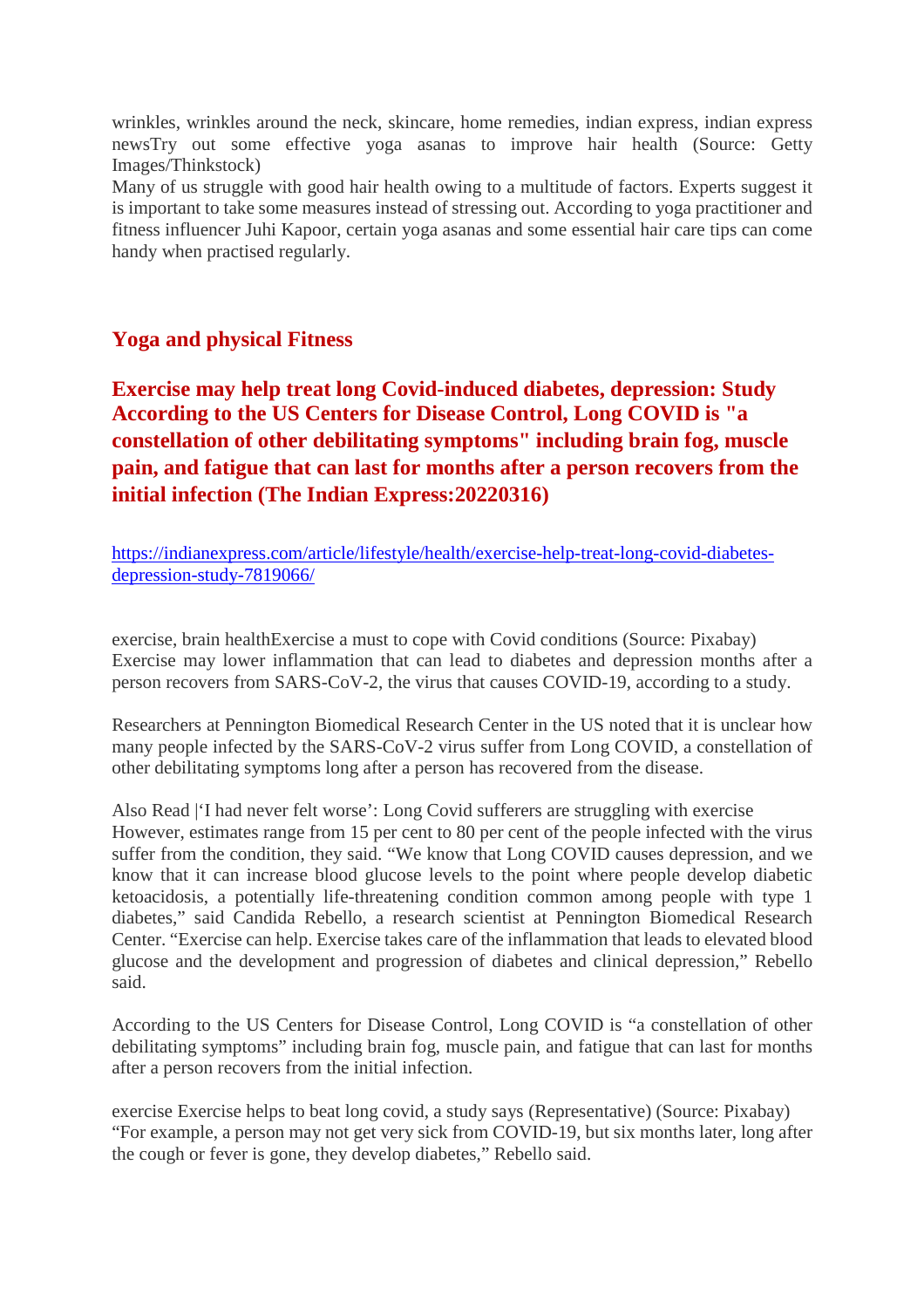wrinkles, wrinkles around the neck, skincare, home remedies, indian express, indian express newsTry out some effective yoga asanas to improve hair health (Source: Getty Images/Thinkstock)
Many of us struggle with good hair health owing to a multitude of factors. Experts suggest it is important to take some measures instead of stressing out. According to yoga practitioner and fitness influencer Juhi Kapoor, certain yoga asanas and some essential hair care tips can come handy when practised regularly.

## Yoga and physical Fitness

### Exercise may help treat long Covid-induced diabetes, depression: Study According to the US Centers for Disease Control, Long COVID is "a constellation of other debilitating symptoms" including brain fog, muscle pain, and fatigue that can last for months after a person recovers from the initial infection (The Indian Express:20220316)

https://indianexpress.com/article/lifestyle/health/exercise-help-treat-long-covid-diabetes-depression-study-7819066/

exercise, brain healthExercise a must to cope with Covid conditions (Source: Pixabay)
Exercise may lower inflammation that can lead to diabetes and depression months after a person recovers from SARS-CoV-2, the virus that causes COVID-19, according to a study.

Researchers at Pennington Biomedical Research Center in the US noted that it is unclear how many people infected by the SARS-CoV-2 virus suffer from Long COVID, a constellation of other debilitating symptoms long after a person has recovered from the disease.

Also Read |'I had never felt worse': Long Covid sufferers are struggling with exercise
However, estimates range from 15 per cent to 80 per cent of the people infected with the virus suffer from the condition, they said. "We know that Long COVID causes depression, and we know that it can increase blood glucose levels to the point where people develop diabetic ketoacidosis, a potentially life-threatening condition common among people with type 1 diabetes," said Candida Rebello, a research scientist at Pennington Biomedical Research Center. "Exercise can help. Exercise takes care of the inflammation that leads to elevated blood glucose and the development and progression of diabetes and clinical depression," Rebello said.

According to the US Centers for Disease Control, Long COVID is "a constellation of other debilitating symptoms" including brain fog, muscle pain, and fatigue that can last for months after a person recovers from the initial infection.

exercise Exercise helps to beat long covid, a study says (Representative) (Source: Pixabay)
"For example, a person may not get very sick from COVID-19, but six months later, long after the cough or fever is gone, they develop diabetes," Rebello said.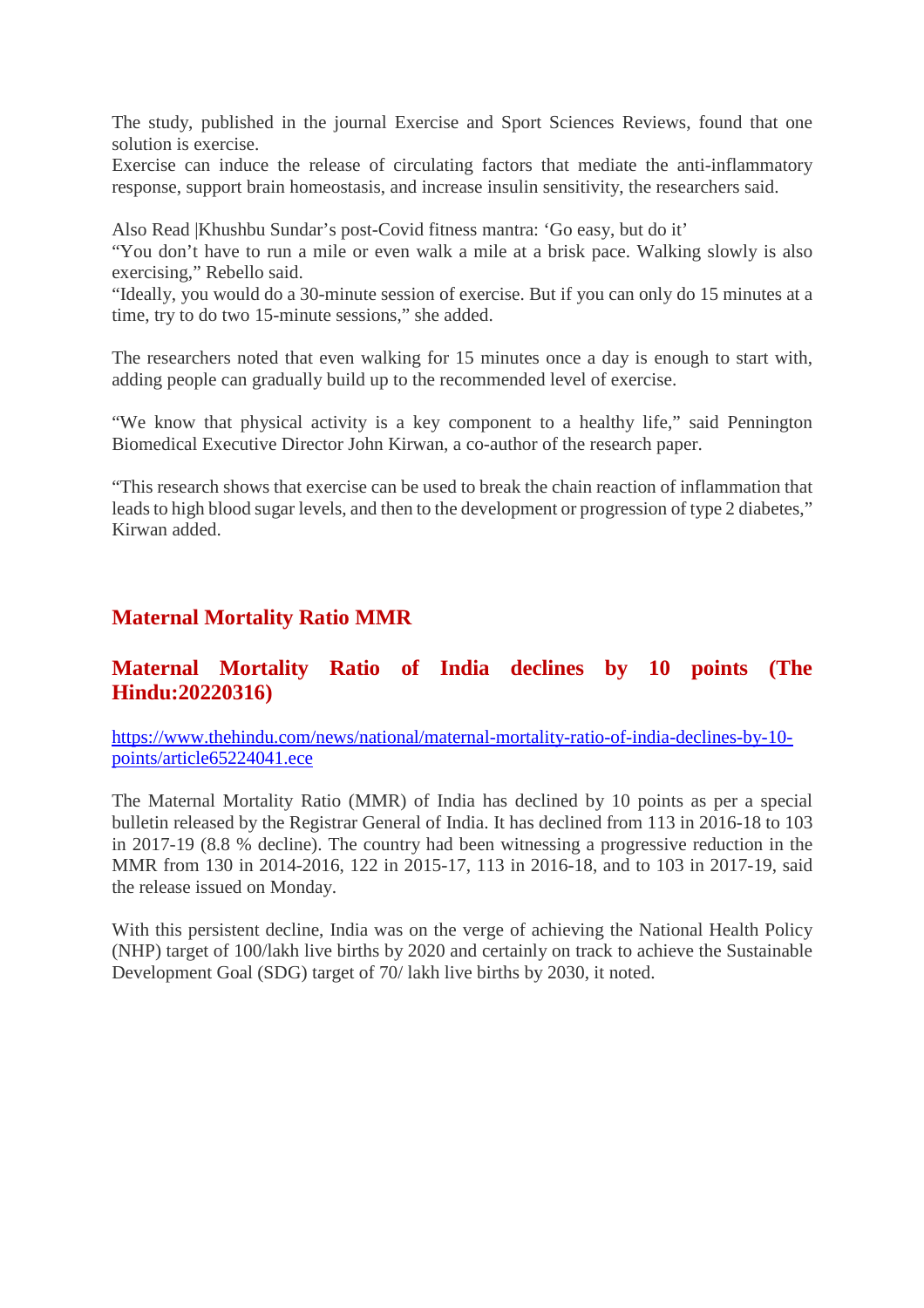The study, published in the journal Exercise and Sport Sciences Reviews, found that one solution is exercise.
Exercise can induce the release of circulating factors that mediate the anti-inflammatory response, support brain homeostasis, and increase insulin sensitivity, the researchers said.

Also Read |Khushbu Sundar's post-Covid fitness mantra: 'Go easy, but do it'
"You don't have to run a mile or even walk a mile at a brisk pace. Walking slowly is also exercising," Rebello said.
"Ideally, you would do a 30-minute session of exercise. But if you can only do 15 minutes at a time, try to do two 15-minute sessions," she added.

The researchers noted that even walking for 15 minutes once a day is enough to start with, adding people can gradually build up to the recommended level of exercise.

"We know that physical activity is a key component to a healthy life," said Pennington Biomedical Executive Director John Kirwan, a co-author of the research paper.

"This research shows that exercise can be used to break the chain reaction of inflammation that leads to high blood sugar levels, and then to the development or progression of type 2 diabetes," Kirwan added.

## Maternal Mortality Ratio MMR

### Maternal Mortality Ratio of India declines by 10 points (The Hindu:20220316)

https://www.thehindu.com/news/national/maternal-mortality-ratio-of-india-declines-by-10-points/article65224041.ece

The Maternal Mortality Ratio (MMR) of India has declined by 10 points as per a special bulletin released by the Registrar General of India. It has declined from 113 in 2016-18 to 103 in 2017-19 (8.8 % decline). The country had been witnessing a progressive reduction in the MMR from 130 in 2014-2016, 122 in 2015-17, 113 in 2016-18, and to 103 in 2017-19, said the release issued on Monday.

With this persistent decline, India was on the verge of achieving the National Health Policy (NHP) target of 100/lakh live births by 2020 and certainly on track to achieve the Sustainable Development Goal (SDG) target of 70/ lakh live births by 2030, it noted.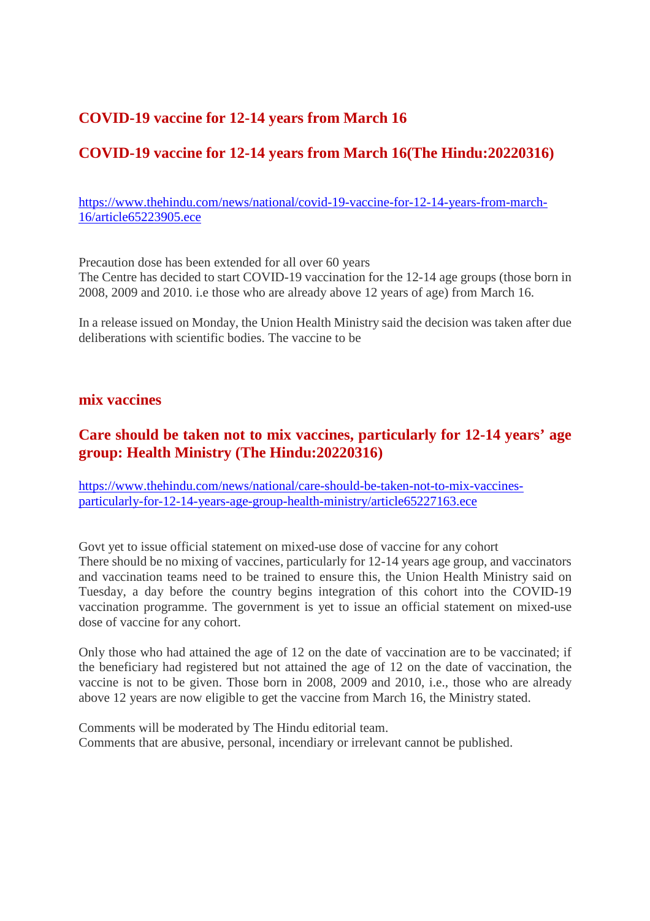## COVID-19 vaccine for 12-14 years from March 16

## COVID-19 vaccine for 12-14 years from March 16(The Hindu:20220316)

https://www.thehindu.com/news/national/covid-19-vaccine-for-12-14-years-from-march-16/article65223905.ece

Precaution dose has been extended for all over 60 years
The Centre has decided to start COVID-19 vaccination for the 12-14 age groups (those born in 2008, 2009 and 2010. i.e those who are already above 12 years of age) from March 16.

In a release issued on Monday, the Union Health Ministry said the decision was taken after due deliberations with scientific bodies. The vaccine to be

## mix vaccines

## Care should be taken not to mix vaccines, particularly for 12-14 years' age group: Health Ministry (The Hindu:20220316)

https://www.thehindu.com/news/national/care-should-be-taken-not-to-mix-vaccines-particularly-for-12-14-years-age-group-health-ministry/article65227163.ece

Govt yet to issue official statement on mixed-use dose of vaccine for any cohort
There should be no mixing of vaccines, particularly for 12-14 years age group, and vaccinators and vaccination teams need to be trained to ensure this, the Union Health Ministry said on Tuesday, a day before the country begins integration of this cohort into the COVID-19 vaccination programme. The government is yet to issue an official statement on mixed-use dose of vaccine for any cohort.

Only those who had attained the age of 12 on the date of vaccination are to be vaccinated; if the beneficiary had registered but not attained the age of 12 on the date of vaccination, the vaccine is not to be given. Those born in 2008, 2009 and 2010, i.e., those who are already above 12 years are now eligible to get the vaccine from March 16, the Ministry stated.

Comments will be moderated by The Hindu editorial team.
Comments that are abusive, personal, incendiary or irrelevant cannot be published.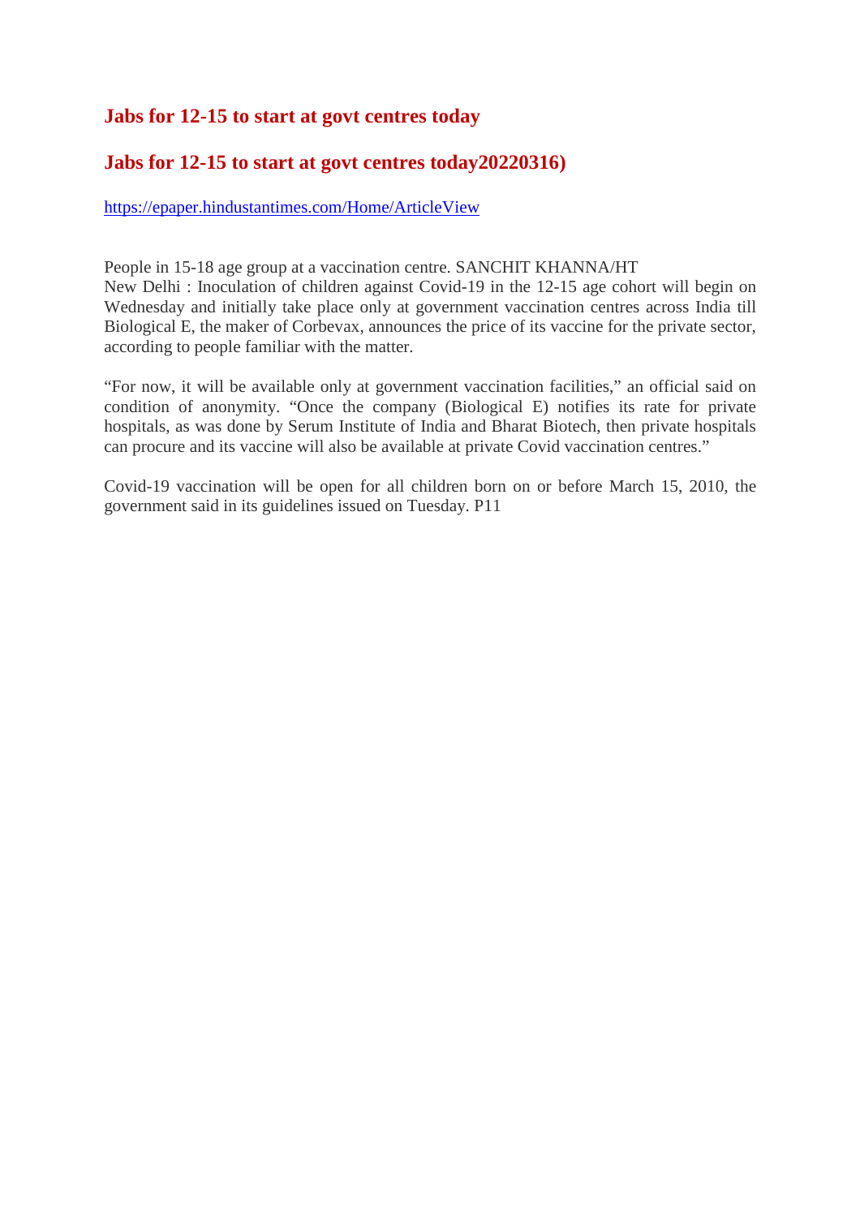## Jabs for 12-15 to start at govt centres today

## Jabs for 12-15 to start at govt centres today20220316)

https://epaper.hindustantimes.com/Home/ArticleView

People in 15-18 age group at a vaccination centre. SANCHIT KHANNA/HT
New Delhi : Inoculation of children against Covid-19 in the 12-15 age cohort will begin on Wednesday and initially take place only at government vaccination centres across India till Biological E, the maker of Corbevax, announces the price of its vaccine for the private sector, according to people familiar with the matter.

"For now, it will be available only at government vaccination facilities," an official said on condition of anonymity. "Once the company (Biological E) notifies its rate for private hospitals, as was done by Serum Institute of India and Bharat Biotech, then private hospitals can procure and its vaccine will also be available at private Covid vaccination centres."

Covid-19 vaccination will be open for all children born on or before March 15, 2010, the government said in its guidelines issued on Tuesday. P11